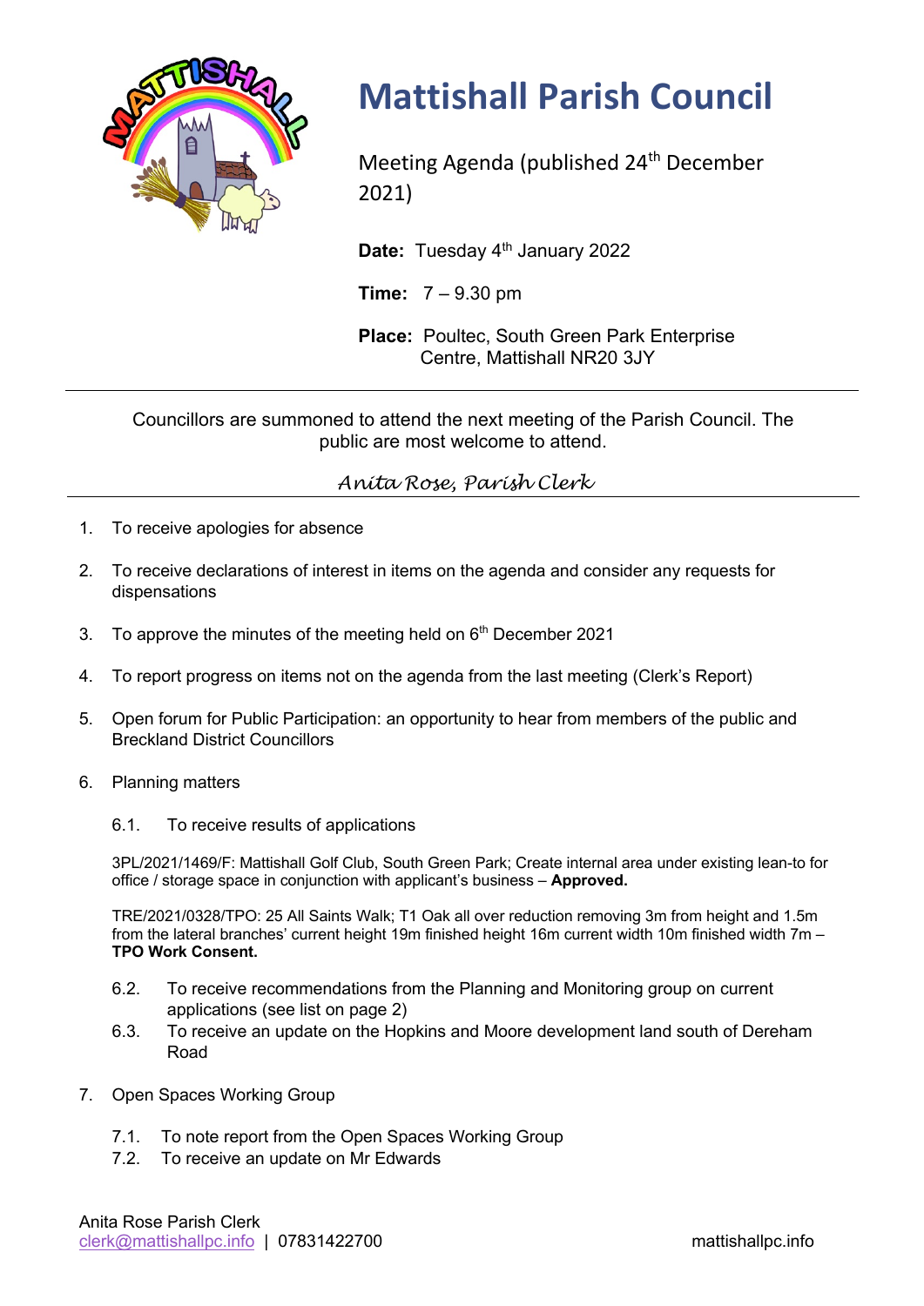# Mattishall Parish Council

Meeting Agenda (published 24th December 2021)

**Date:** Tuesday 4th January 2022

**Time:** 7 – 9.30 pm

**Place:** Poultec, South Green Park Enterprise Centre, Mattishall NR20 3JY

---

Councillors are summoned to attend the next meeting of the Parish Council. The public are most welcome to attend.

*Anita Rose, Parish Clerk*

---

1. To receive apologies for absence
2. To receive declarations of interest in items on the agenda and consider any requests for dispensations
3. To approve the minutes of the meeting held on 6th December 2021
4. To report progress on items not on the agenda from the last meeting (Clerk's Report)
5. Open forum for Public Participation: an opportunity to hear from members of the public and Breckland District Councillors
6. Planning matters

   6.1. To receive results of applications

   3PL/2021/1469/F: Mattishall Golf Club, South Green Park; Create internal area under existing lean-to for office / storage space in conjunction with applicant's business – **Approved.**

   TRE/2021/0328/TPO: 25 All Saints Walk; T1 Oak all over reduction removing 3m from height and 1.5m from the lateral branches' current height 19m finished height 16m current width 10m finished width 7m – **TPO Work Consent.**

   6.2. To receive recommendations from the Planning and Monitoring group on current applications (see list on page 2)

   6.3. To receive an update on the Hopkins and Moore development land south of Dereham Road

7. Open Spaces Working Group

   7.1. To note report from the Open Spaces Working Group

   7.2. To receive an update on Mr Edwards

Anita Rose Parish Clerk
clerk@mattishallpc.info | 07831422700 mattishallpc.info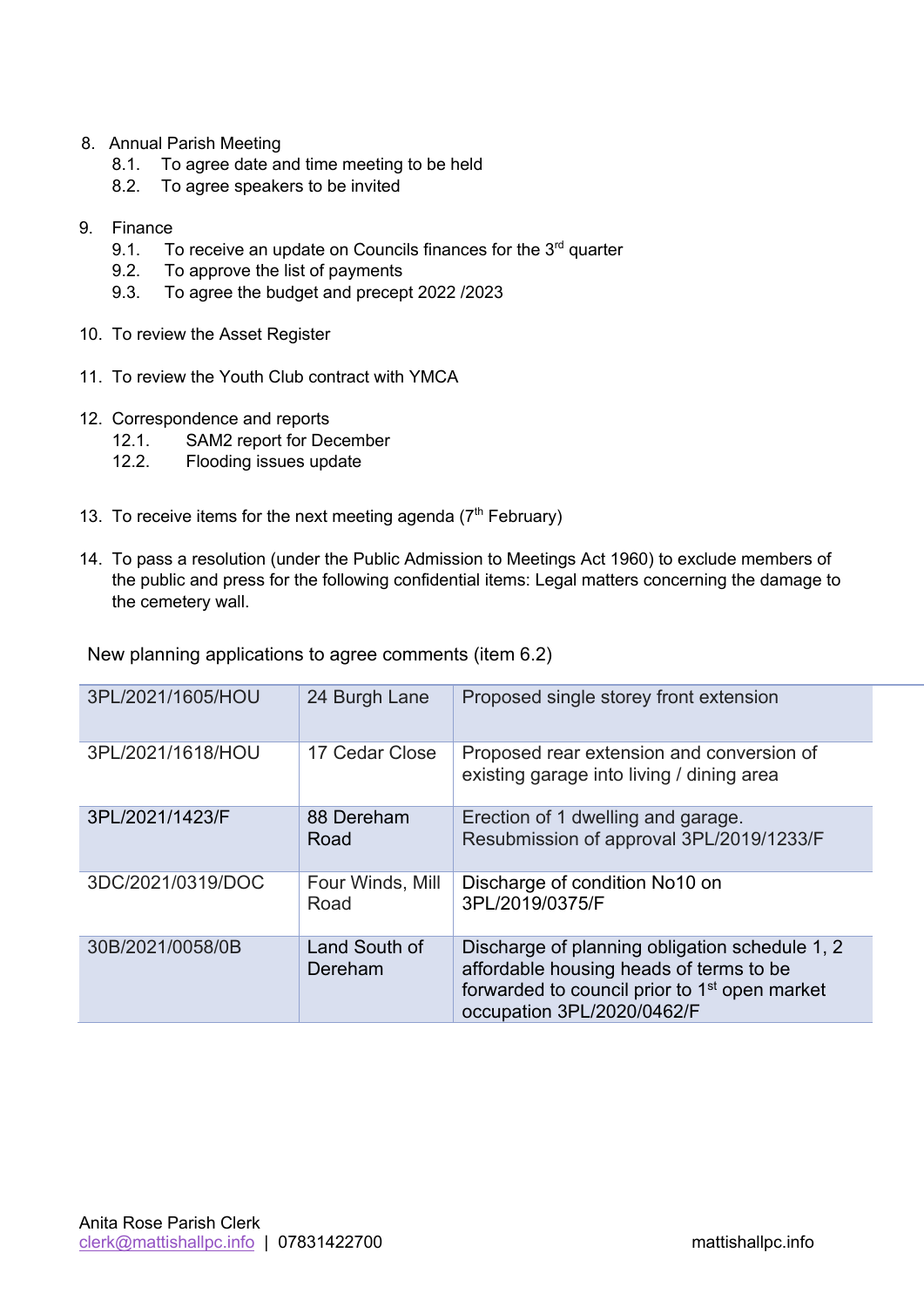8. Annual Parish Meeting
    8.1. To agree date and time meeting to be held
    8.2. To agree speakers to be invited

9. Finance
    9.1. To receive an update on Councils finances for the 3rd quarter
    9.2. To approve the list of payments
    9.3. To agree the budget and precept 2022 /2023

10. To review the Asset Register

11. To review the Youth Club contract with YMCA

12. Correspondence and reports
    12.1. SAM2 report for December
    12.2. Flooding issues update

13. To receive items for the next meeting agenda (7th February)

14. To pass a resolution (under the Public Admission to Meetings Act 1960) to exclude members of the public and press for the following confidential items: Legal matters concerning the damage to the cemetery wall.

New planning applications to agree comments (item 6.2)

| | | |
|---|---|---|
| 3PL/2021/1605/HOU | 24 Burgh Lane | Proposed single storey front extension |
| 3PL/2021/1618/HOU | 17 Cedar Close | Proposed rear extension and conversion of existing garage into living / dining area |
| 3PL/2021/1423/F | 88 Dereham Road | Erection of 1 dwelling and garage. Resubmission of approval 3PL/2019/1233/F |
| 3DC/2021/0319/DOC | Four Winds, Mill Road | Discharge of condition No10 on 3PL/2019/0375/F |
| 30B/2021/0058/0B | Land South of Dereham | Discharge of planning obligation schedule 1, 2 affordable housing heads of terms to be forwarded to council prior to 1st open market occupation 3PL/2020/0462/F |

Anita Rose Parish Clerk
clerk@mattishallpc.info | 07831422700 mattishallpc.info